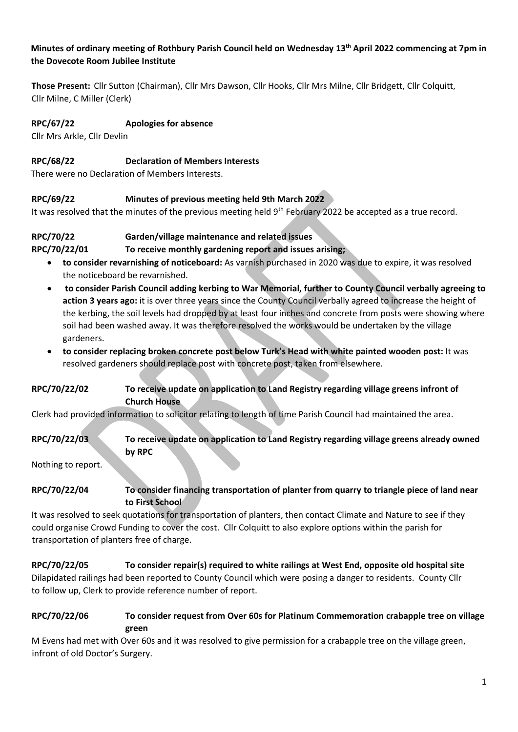**Minutes of ordinary meeting of Rothbury Parish Council held on Wednesday 13th April 2022 commencing at 7pm in the Dovecote Room Jubilee Institute**

**Those Present:** Cllr Sutton (Chairman), Cllr Mrs Dawson, Cllr Hooks, Cllr Mrs Milne, Cllr Bridgett, Cllr Colquitt, Cllr Milne, C Miller (Clerk)

**RPC/67/22 Apologies for absence**

Cllr Mrs Arkle, Cllr Devlin

**RPC/68/22 Declaration of Members Interests**

There were no Declaration of Members Interests.

**RPC/69/22 Minutes of previous meeting held 9th March 2022**

It was resolved that the minutes of the previous meeting held 9th February 2022 be accepted as a true record.

**RPC/70/22 Garden/village maintenance and related issues**

**RPC/70/22/01 To receive monthly gardening report and issues arising;**

- **to consider revarnishing of noticeboard:** As varnish purchased in 2020 was due to expire, it was resolved the noticeboard be revarnished.
- **to consider Parish Council adding kerbing to War Memorial, further to County Council verbally agreeing to action 3 years ago:** it is over three years since the County Council verbally agreed to increase the height of the kerbing, the soil levels had dropped by at least four inches and concrete from posts were showing where soil had been washed away. It was therefore resolved the works would be undertaken by the village gardeners.
- **to consider replacing broken concrete post below Turk's Head with white painted wooden post:** It was resolved gardeners should replace post with concrete post, taken from elsewhere.

**RPC/70/22/02 To receive update on application to Land Registry regarding village greens infront of Church House**

Clerk had provided information to solicitor relating to length of time Parish Council had maintained the area.

**RPC/70/22/03 To receive update on application to Land Registry regarding village greens already owned by RPC**

Nothing to report.

**RPC/70/22/04 To consider financing transportation of planter from quarry to triangle piece of land near to First School**

It was resolved to seek quotations for transportation of planters, then contact Climate and Nature to see if they could organise Crowd Funding to cover the cost. Cllr Colquitt to also explore options within the parish for transportation of planters free of charge.

**RPC/70/22/05 To consider repair(s) required to white railings at West End, opposite old hospital site**

Dilapidated railings had been reported to County Council which were posing a danger to residents. County Cllr to follow up, Clerk to provide reference number of report.

**RPC/70/22/06 To consider request from Over 60s for Platinum Commemoration crabapple tree on village green**

M Evens had met with Over 60s and it was resolved to give permission for a crabapple tree on the village green, infront of old Doctor's Surgery.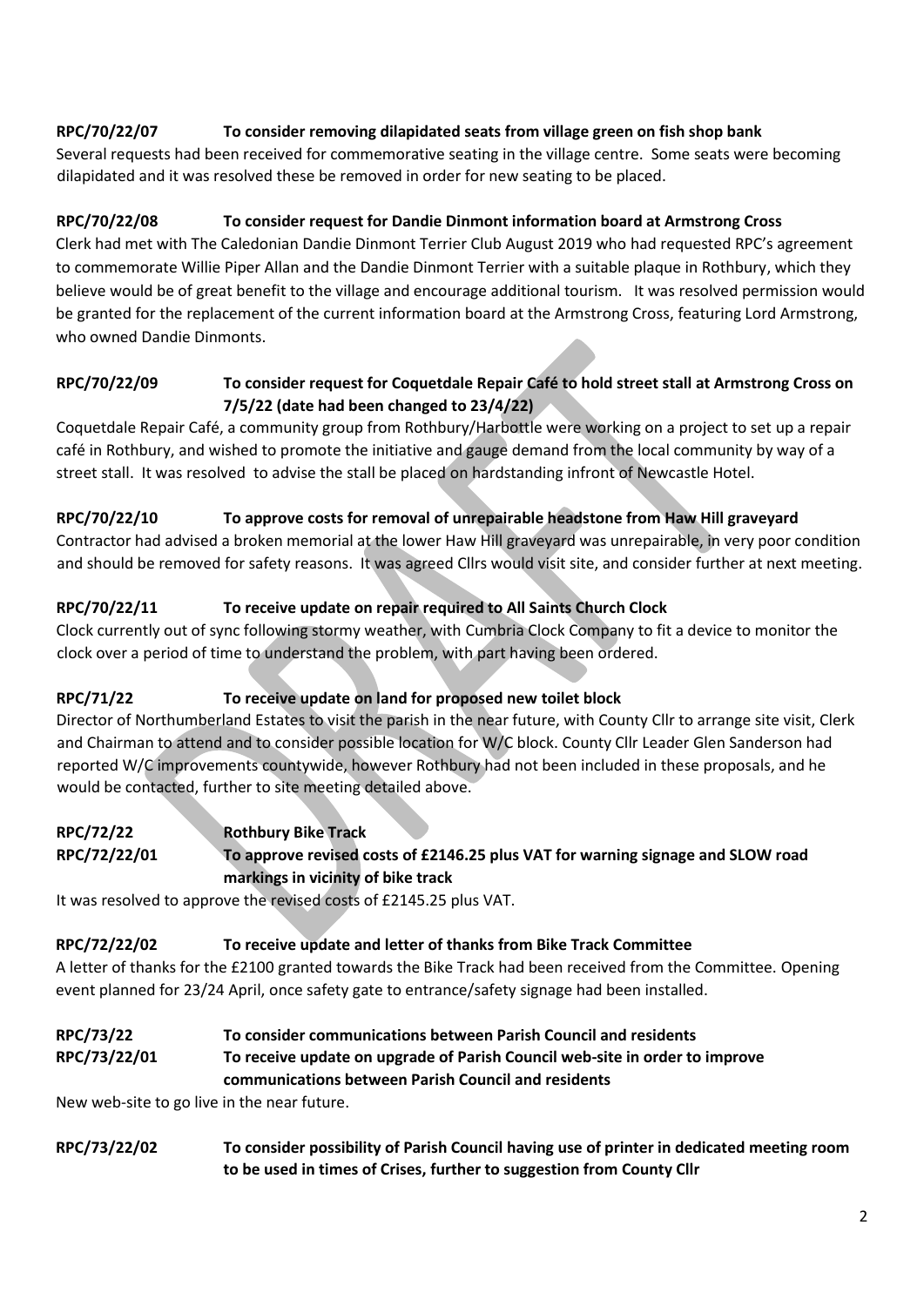**RPC/70/22/07 To consider removing dilapidated seats from village green on fish shop bank**

Several requests had been received for commemorative seating in the village centre. Some seats were becoming dilapidated and it was resolved these be removed in order for new seating to be placed.

**RPC/70/22/08 To consider request for Dandie Dinmont information board at Armstrong Cross**

Clerk had met with The Caledonian Dandie Dinmont Terrier Club August 2019 who had requested RPC's agreement to commemorate Willie Piper Allan and the Dandie Dinmont Terrier with a suitable plaque in Rothbury, which they believe would be of great benefit to the village and encourage additional tourism. It was resolved permission would be granted for the replacement of the current information board at the Armstrong Cross, featuring Lord Armstrong, who owned Dandie Dinmonts.

**RPC/70/22/09 To consider request for Coquetdale Repair Café to hold street stall at Armstrong Cross on 7/5/22 (date had been changed to 23/4/22)**

Coquetdale Repair Café, a community group from Rothbury/Harbottle were working on a project to set up a repair café in Rothbury, and wished to promote the initiative and gauge demand from the local community by way of a street stall. It was resolved to advise the stall be placed on hardstanding infront of Newcastle Hotel.

**RPC/70/22/10 To approve costs for removal of unrepairable headstone from Haw Hill graveyard**

Contractor had advised a broken memorial at the lower Haw Hill graveyard was unrepairable, in very poor condition and should be removed for safety reasons. It was agreed Cllrs would visit site, and consider further at next meeting.

**RPC/70/22/11 To receive update on repair required to All Saints Church Clock**

Clock currently out of sync following stormy weather, with Cumbria Clock Company to fit a device to monitor the clock over a period of time to understand the problem, with part having been ordered.

**RPC/71/22 To receive update on land for proposed new toilet block**

Director of Northumberland Estates to visit the parish in the near future, with County Cllr to arrange site visit, Clerk and Chairman to attend and to consider possible location for W/C block. County Cllr Leader Glen Sanderson had reported W/C improvements countywide, however Rothbury had not been included in these proposals, and he would be contacted, further to site meeting detailed above.

**RPC/72/22 Rothbury Bike Track**

**RPC/72/22/01 To approve revised costs of £2146.25 plus VAT for warning signage and SLOW road markings in vicinity of bike track**

It was resolved to approve the revised costs of £2145.25 plus VAT.

**RPC/72/22/02 To receive update and letter of thanks from Bike Track Committee**

A letter of thanks for the £2100 granted towards the Bike Track had been received from the Committee. Opening event planned for 23/24 April, once safety gate to entrance/safety signage had been installed.

**RPC/73/22 To consider communications between Parish Council and residents**

**RPC/73/22/01 To receive update on upgrade of Parish Council web-site in order to improve communications between Parish Council and residents**

New web-site to go live in the near future.

**RPC/73/22/02 To consider possibility of Parish Council having use of printer in dedicated meeting room to be used in times of Crises, further to suggestion from County Cllr**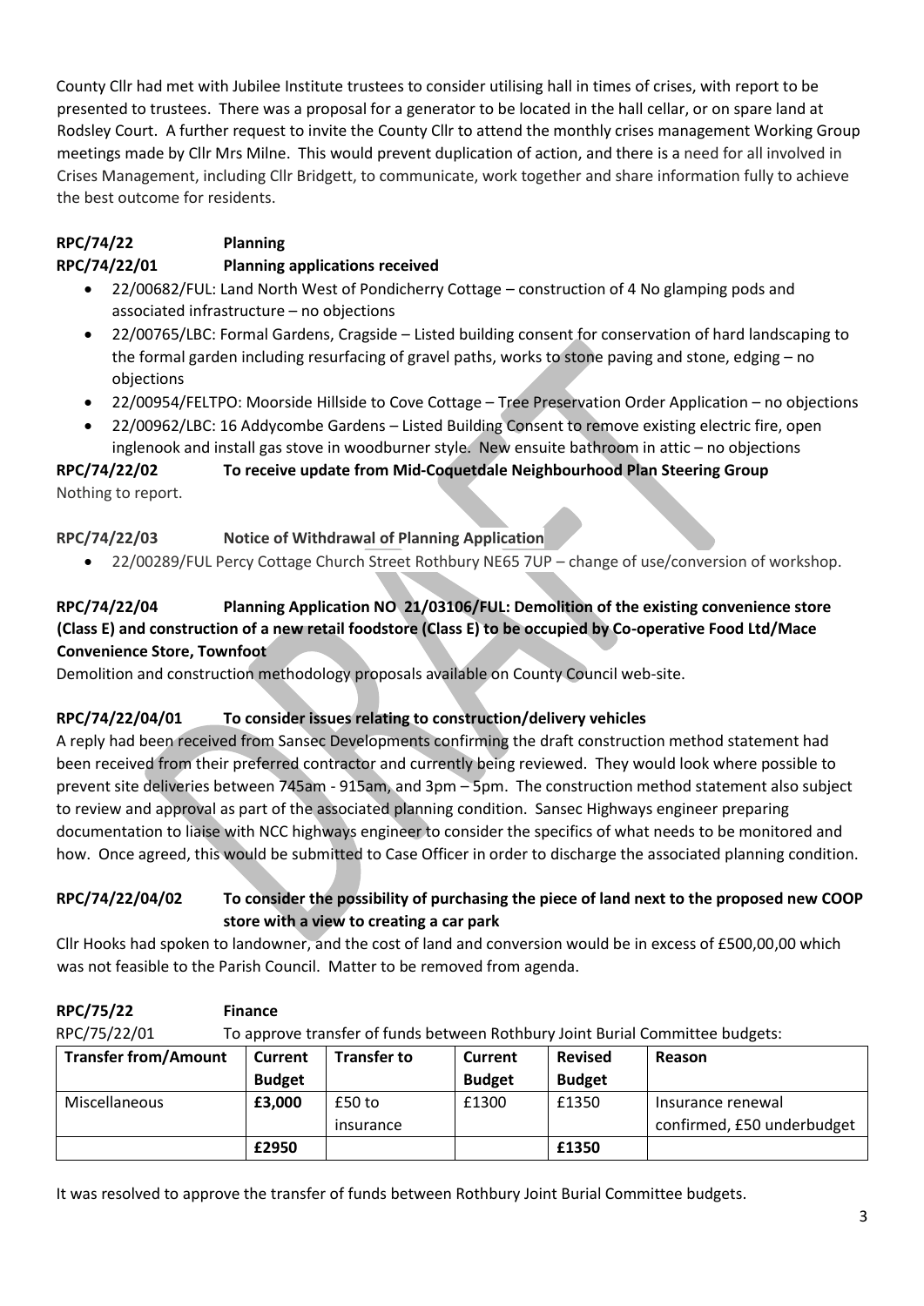County Cllr had met with Jubilee Institute trustees to consider utilising hall in times of crises, with report to be presented to trustees. There was a proposal for a generator to be located in the hall cellar, or on spare land at Rodsley Court. A further request to invite the County Cllr to attend the monthly crises management Working Group meetings made by Cllr Mrs Milne. This would prevent duplication of action, and there is a need for all involved in Crises Management, including Cllr Bridgett, to communicate, work together and share information fully to achieve the best outcome for residents.

**RPC/74/22 Planning**

**RPC/74/22/01 Planning applications received**

- 22/00682/FUL: Land North West of Pondicherry Cottage – construction of 4 No glamping pods and associated infrastructure – no objections
- 22/00765/LBC: Formal Gardens, Cragside – Listed building consent for conservation of hard landscaping to the formal garden including resurfacing of gravel paths, works to stone paving and stone, edging – no objections
- 22/00954/FELTPO: Moorside Hillside to Cove Cottage – Tree Preservation Order Application – no objections
- 22/00962/LBC: 16 Addycombe Gardens – Listed Building Consent to remove existing electric fire, open inglenook and install gas stove in woodburner style. New ensuite bathroom in attic – no objections

**RPC/74/22/02 To receive update from Mid-Coquetdale Neighbourhood Plan Steering Group**

Nothing to report.

**RPC/74/22/03 Notice of Withdrawal of Planning Application**

- 22/00289/FUL Percy Cottage Church Street Rothbury NE65 7UP – change of use/conversion of workshop.

**RPC/74/22/04 Planning Application NO 21/03106/FUL: Demolition of the existing convenience store (Class E) and construction of a new retail foodstore (Class E) to be occupied by Co-operative Food Ltd/Mace Convenience Store, Townfoot**

Demolition and construction methodology proposals available on County Council web-site.

**RPC/74/22/04/01 To consider issues relating to construction/delivery vehicles**

A reply had been received from Sansec Developments confirming the draft construction method statement had been received from their preferred contractor and currently being reviewed. They would look where possible to prevent site deliveries between 745am - 915am, and 3pm – 5pm. The construction method statement also subject to review and approval as part of the associated planning condition. Sansec Highways engineer preparing documentation to liaise with NCC highways engineer to consider the specifics of what needs to be monitored and how. Once agreed, this would be submitted to Case Officer in order to discharge the associated planning condition.

**RPC/74/22/04/02 To consider the possibility of purchasing the piece of land next to the proposed new COOP store with a view to creating a car park**

Cllr Hooks had spoken to landowner, and the cost of land and conversion would be in excess of £500,00,00 which was not feasible to the Parish Council. Matter to be removed from agenda.

**RPC/75/22 Finance**

RPC/75/22/01 To approve transfer of funds between Rothbury Joint Burial Committee budgets:

| Transfer from/Amount | Current Budget | Transfer to | Current Budget | Revised Budget | Reason |
|---|---|---|---|---|---|
| Miscellaneous | **£3,000** | £50 to insurance | £1300 | £1350 | Insurance renewal confirmed, £50 underbudget |
| | **£2950** | | | **£1350** | |

It was resolved to approve the transfer of funds between Rothbury Joint Burial Committee budgets.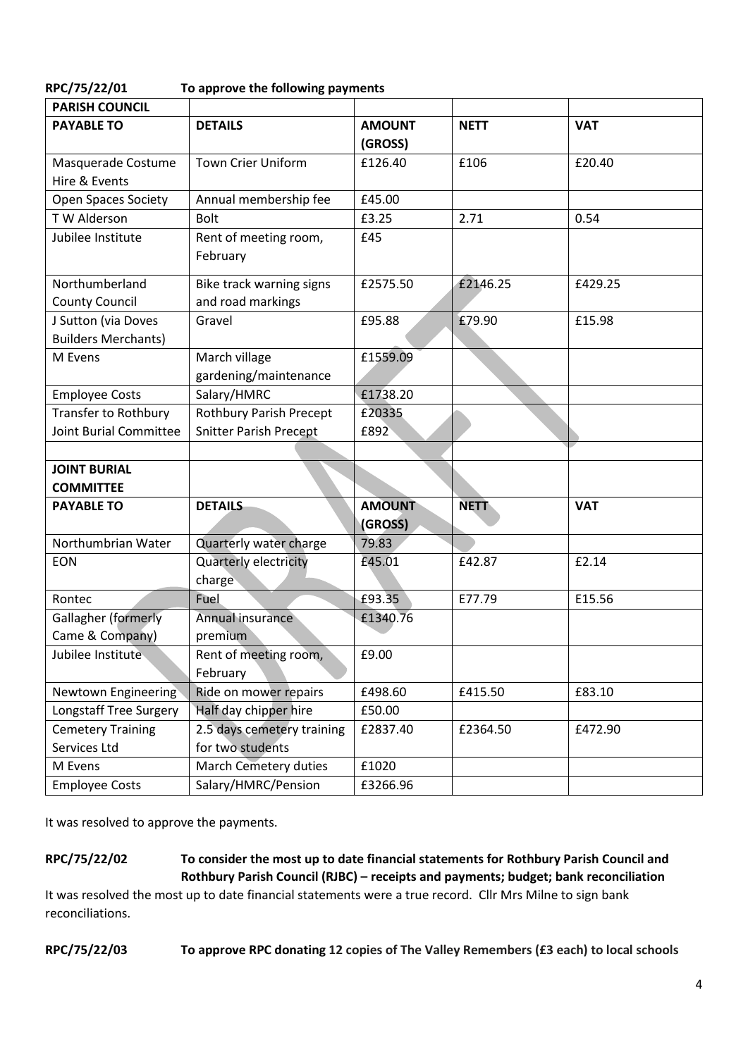**RPC/75/22/01 To approve the following payments**

| PARISH COUNCIL | | | | |
|---|---|---|---|---|
| **PAYABLE TO** | **DETAILS** | **AMOUNT (GROSS)** | **NETT** | **VAT** |
| Masquerade Costume Hire & Events | Town Crier Uniform | £126.40 | £106 | £20.40 |
| Open Spaces Society | Annual membership fee | £45.00 | | |
| T W Alderson | Bolt | £3.25 | 2.71 | 0.54 |
| Jubilee Institute | Rent of meeting room, February | £45 | | |
| Northumberland County Council | Bike track warning signs and road markings | £2575.50 | £2146.25 | £429.25 |
| J Sutton (via Doves Builders Merchants) | Gravel | £95.88 | £79.90 | £15.98 |
| M Evens | March village gardening/maintenance | £1559.09 | | |
| Employee Costs | Salary/HMRC | £1738.20 | | |
| Transfer to Rothbury Joint Burial Committee | Rothbury Parish Precept<br>Snitter Parish Precept | £20335<br>£892 | | |
| | | | | |
| **JOINT BURIAL COMMITTEE** | | | | |
| **PAYABLE TO** | **DETAILS** | **AMOUNT (GROSS)** | **NETT** | **VAT** |
| Northumbrian Water | Quarterly water charge | 79.83 | | |
| EON | Quarterly electricity charge | £45.01 | £42.87 | £2.14 |
| Rontec | Fuel | £93.35 | E77.79 | E15.56 |
| Gallagher (formerly Came & Company) | Annual insurance premium | £1340.76 | | |
| Jubilee Institute | Rent of meeting room, February | £9.00 | | |
| Newtown Engineering | Ride on mower repairs | £498.60 | £415.50 | £83.10 |
| Longstaff Tree Surgery | Half day chipper hire | £50.00 | | |
| Cemetery Training Services Ltd | 2.5 days cemetery training for two students | £2837.40 | £2364.50 | £472.90 |
| M Evens | March Cemetery duties | £1020 | | |
| Employee Costs | Salary/HMRC/Pension | £3266.96 | | |

It was resolved to approve the payments.

**RPC/75/22/02 To consider the most up to date financial statements for Rothbury Parish Council and Rothbury Parish Council (RJBC) – receipts and payments; budget; bank reconciliation**

It was resolved the most up to date financial statements were a true record. Cllr Mrs Milne to sign bank reconciliations.

**RPC/75/22/03 To approve RPC donating 12 copies of The Valley Remembers (£3 each) to local schools**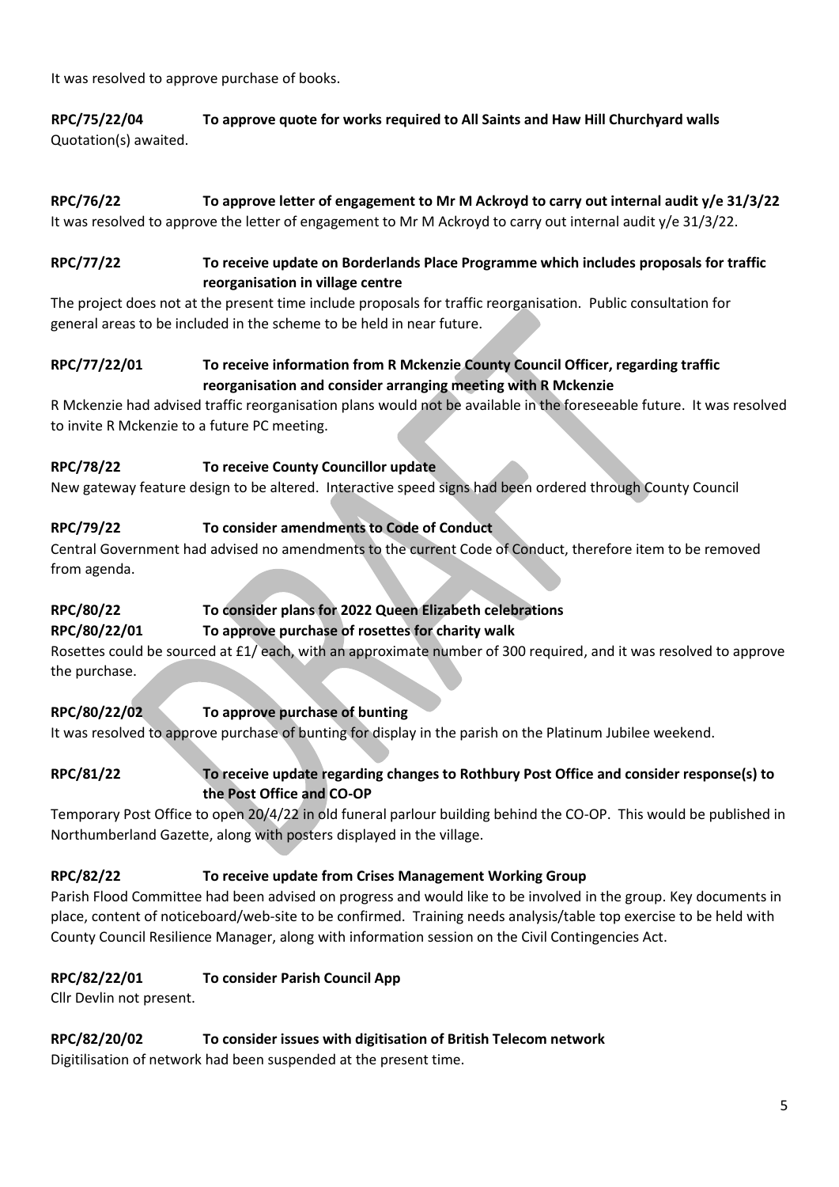It was resolved to approve purchase of books.

**RPC/75/22/04 To approve quote for works required to All Saints and Haw Hill Churchyard walls**
Quotation(s) awaited.

**RPC/76/22 To approve letter of engagement to Mr M Ackroyd to carry out internal audit y/e 31/3/22**
It was resolved to approve the letter of engagement to Mr M Ackroyd to carry out internal audit y/e 31/3/22.

**RPC/77/22 To receive update on Borderlands Place Programme which includes proposals for traffic reorganisation in village centre**
The project does not at the present time include proposals for traffic reorganisation. Public consultation for general areas to be included in the scheme to be held in near future.

**RPC/77/22/01 To receive information from R Mckenzie County Council Officer, regarding traffic reorganisation and consider arranging meeting with R Mckenzie**
R Mckenzie had advised traffic reorganisation plans would not be available in the foreseeable future. It was resolved to invite R Mckenzie to a future PC meeting.

**RPC/78/22 To receive County Councillor update**
New gateway feature design to be altered. Interactive speed signs had been ordered through County Council

**RPC/79/22 To consider amendments to Code of Conduct**
Central Government had advised no amendments to the current Code of Conduct, therefore item to be removed from agenda.

**RPC/80/22 To consider plans for 2022 Queen Elizabeth celebrations**

**RPC/80/22/01 To approve purchase of rosettes for charity walk**
Rosettes could be sourced at £1/ each, with an approximate number of 300 required, and it was resolved to approve the purchase.

**RPC/80/22/02 To approve purchase of bunting**
It was resolved to approve purchase of bunting for display in the parish on the Platinum Jubilee weekend.

**RPC/81/22 To receive update regarding changes to Rothbury Post Office and consider response(s) to the Post Office and CO-OP**
Temporary Post Office to open 20/4/22 in old funeral parlour building behind the CO-OP. This would be published in Northumberland Gazette, along with posters displayed in the village.

**RPC/82/22 To receive update from Crises Management Working Group**
Parish Flood Committee had been advised on progress and would like to be involved in the group. Key documents in place, content of noticeboard/web-site to be confirmed. Training needs analysis/table top exercise to be held with County Council Resilience Manager, along with information session on the Civil Contingencies Act.

**RPC/82/22/01 To consider Parish Council App**
Cllr Devlin not present.

**RPC/82/20/02 To consider issues with digitisation of British Telecom network**
Digitilisation of network had been suspended at the present time.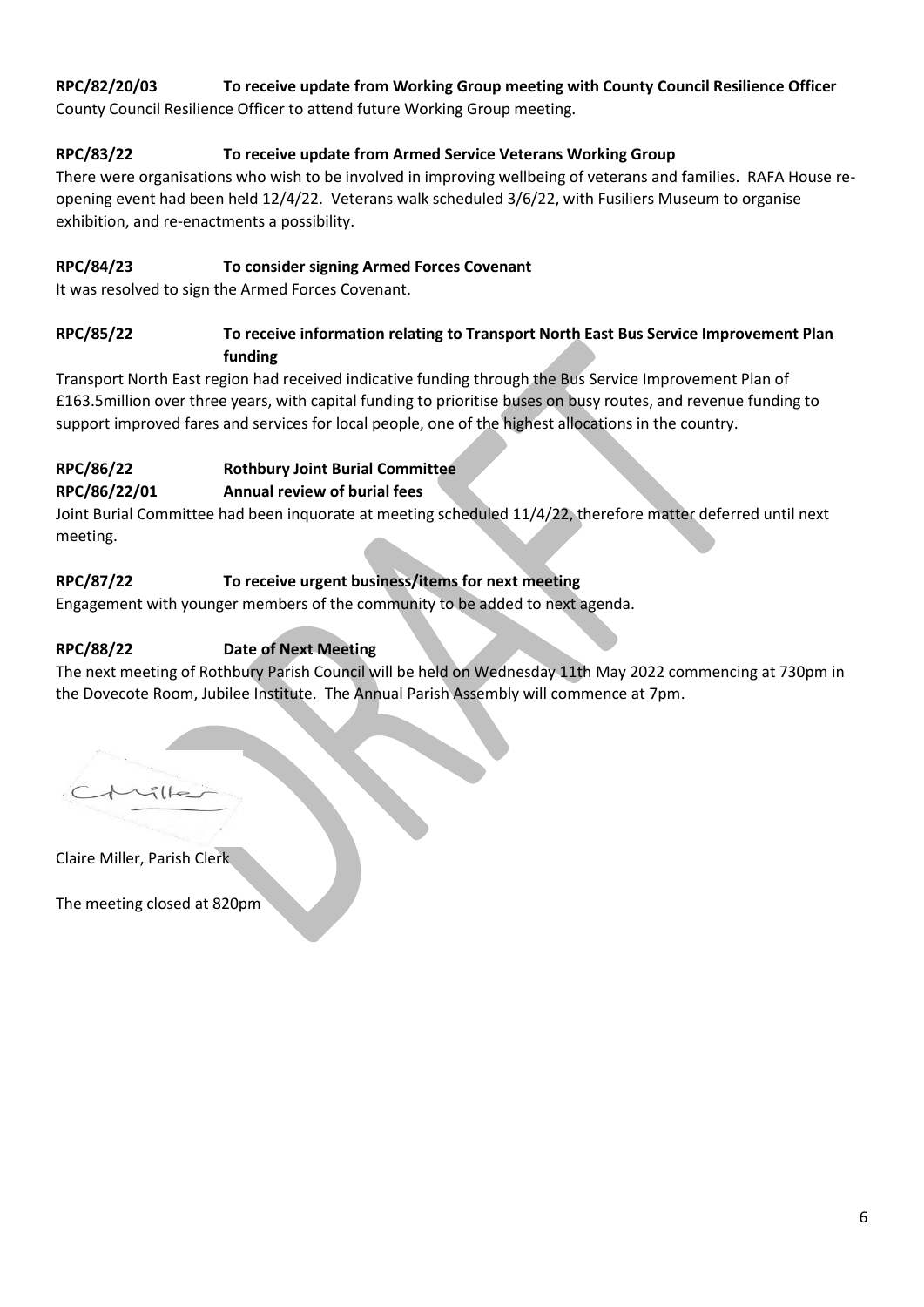**RPC/82/20/03 To receive update from Working Group meeting with County Council Resilience Officer**

County Council Resilience Officer to attend future Working Group meeting.

**RPC/83/22 To receive update from Armed Service Veterans Working Group**

There were organisations who wish to be involved in improving wellbeing of veterans and families. RAFA House re-opening event had been held 12/4/22. Veterans walk scheduled 3/6/22, with Fusiliers Museum to organise exhibition, and re-enactments a possibility.

**RPC/84/23 To consider signing Armed Forces Covenant**

It was resolved to sign the Armed Forces Covenant.

**RPC/85/22 To receive information relating to Transport North East Bus Service Improvement Plan funding**

Transport North East region had received indicative funding through the Bus Service Improvement Plan of £163.5million over three years, with capital funding to prioritise buses on busy routes, and revenue funding to support improved fares and services for local people, one of the highest allocations in the country.

**RPC/86/22 Rothbury Joint Burial Committee**

**RPC/86/22/01 Annual review of burial fees**

Joint Burial Committee had been inquorate at meeting scheduled 11/4/22, therefore matter deferred until next meeting.

**RPC/87/22 To receive urgent business/items for next meeting**

Engagement with younger members of the community to be added to next agenda.

**RPC/88/22 Date of Next Meeting**

The next meeting of Rothbury Parish Council will be held on Wednesday 11th May 2022 commencing at 730pm in the Dovecote Room, Jubilee Institute. The Annual Parish Assembly will commence at 7pm.

CMiller

Claire Miller, Parish Clerk

The meeting closed at 820pm